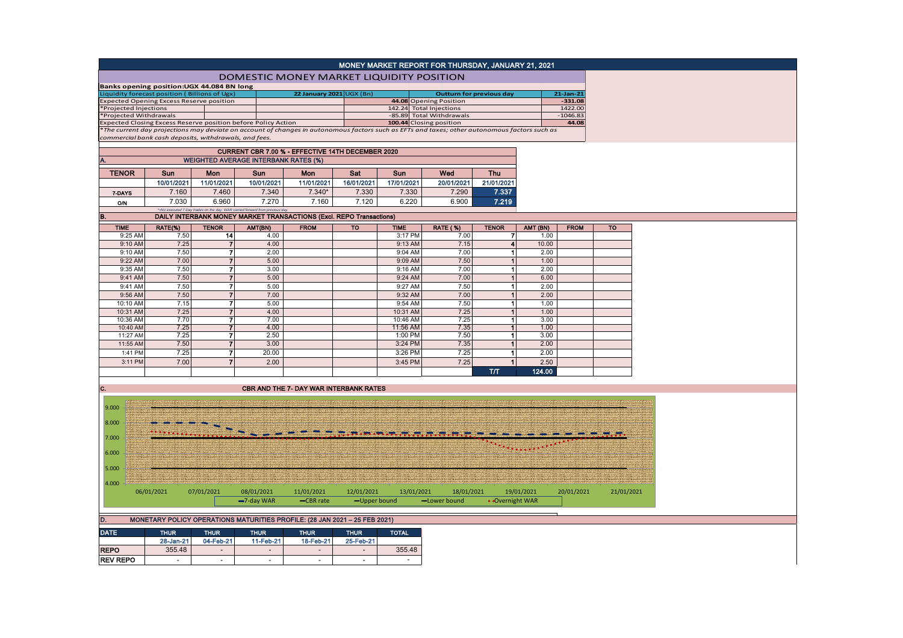# MONEY MARKET REPORT FOR THURSDAY, JANUARY 21, 2021

## DOMESTIC MONEY MARKET LIQUIDITY POSITION

**Banks opening position:UGX 44.084 BN long**

| Liquidity forecast position ( Billions of Ugx) | 22 January 2021 UGX (Bn) | Outturn for previous day | 21-Jan-21 |
|---|---|---|---|
| Expected Opening Excess Reserve position | 44.08 | Opening Position | -331.08 |
| *Projected Injections | 142.24 | Total Injections | 1422.00 |
| *Projected Withdrawals | -85.89 | Total Withdrawals | -1046.83 |
| Expected Closing Excess Reserve position before Policy Action | 100.44 | Closing position | 44.08 |

*\*The current day projections may deviate on account of changes in autonomous factors such as EFTs and taxes; other autonomous factors such as commercial bank cash deposits, withdrawals, and fees.*

### CURRENT CBR 7.00 % - EFFECTIVE 14TH DECEMBER 2020

### A. WEIGHTED AVERAGE INTERBANK RATES (%)

| TENOR | Sun | Mon | Sun | Mon | Sat | Sun | Wed | Thu |
|---|---|---|---|---|---|---|---|---|
| | 10/01/2021 | 11/01/2021 | 10/01/2021 | 11/01/2021 | 16/01/2021 | 17/01/2021 | 20/01/2021 | 21/01/2021 |
| 7-DAYS | 7.160 | 7.460 | 7.340 | 7.340* | 7.330 | 7.330 | 7.290 | 7.337 |
| O/N | 7.030 | 6.960 | 7.270 | 7.160 | 7.120 | 6.220 | 6.900 | 7.219 |

*=No executed 7-Day trades on the day. WAR carried forward from previous day.

### B. DAILY INTERBANK MONEY MARKET TRANSACTIONS (Excl. REPO Transactions)

| TIME | RATE(%) | TENOR | AMT(BN) | FROM | TO | TIME | RATE (%) | TENOR | AMT (BN) | FROM | TO |
|---|---|---|---|---|---|---|---|---|---|---|---|
| 9:25 AM | 7.50 | 14 | 4.00 | | | 3:17 PM | 7.00 | 7 | 1.00 | | |
| 9:10 AM | 7.25 | 7 | 4.00 | | | 9:13 AM | 7.15 | 4 | 10.00 | | |
| 9:10 AM | 7.50 | 7 | 2.00 | | | 9:04 AM | 7.00 | 1 | 2.00 | | |
| 9:22 AM | 7.00 | 7 | 5.00 | | | 9:09 AM | 7.50 | 1 | 1.00 | | |
| 9:35 AM | 7.50 | 7 | 3.00 | | | 9:16 AM | 7.00 | 1 | 2.00 | | |
| 9:41 AM | 7.50 | 7 | 5.00 | | | 9:24 AM | 7.00 | 1 | 6.00 | | |
| 9:41 AM | 7.50 | 7 | 5.00 | | | 9:27 AM | 7.50 | 1 | 2.00 | | |
| 9:56 AM | 7.50 | 7 | 7.00 | | | 9:32 AM | 7.00 | 1 | 2.00 | | |
| 10:10 AM | 7.15 | 7 | 5.00 | | | 9:54 AM | 7.50 | 1 | 1.00 | | |
| 10:31 AM | 7.25 | 7 | 4.00 | | | 10:31 AM | 7.25 | 1 | 1.00 | | |
| 10:36 AM | 7.70 | 7 | 7.00 | | | 10:46 AM | 7.25 | 1 | 3.00 | | |
| 10:40 AM | 7.25 | 7 | 4.00 | | | 11:56 AM | 7.35 | 1 | 1.00 | | |
| 11:27 AM | 7.25 | 7 | 2.50 | | | 1:00 PM | 7.50 | 1 | 3.00 | | |
| 11:55 AM | 7.50 | 7 | 3.00 | | | 3:24 PM | 7.35 | 1 | 2.00 | | |
| 1:41 PM | 7.25 | 7 | 20.00 | | | 3:26 PM | 7.25 | 1 | 2.00 | | |
| 3:11 PM | 7.00 | 7 | 2.00 | | | 3:45 PM | 7.25 | 1 | 2.50 | | |
| | | | | | | | | T/T | 124.00 | | |

### C. CBR AND THE 7- DAY WAR INTERBANK RATES

Legend: 7-day WAR, CBR rate, Upper bound, Lower bound, Overnight WAR

### D. MONETARY POLICY OPERATIONS MATURITIES PROFILE: (28 JAN 2021 – 25 FEB 2021)

| DATE | THUR | THUR | THUR | THUR | THUR | TOTAL |
|---|---|---|---|---|---|---|
| | 28-Jan-21 | 04-Feb-21 | 11-Feb-21 | 18-Feb-21 | 25-Feb-21 | |
| REPO | 355.48 | - | - | - | - | 355.48 |
| REV REPO | - | - | - | - | - | - |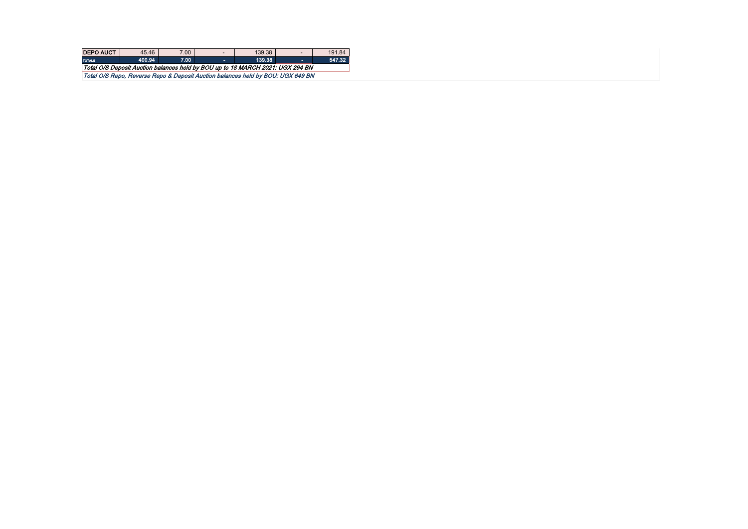| | | | | | | |
|---|---|---|---|---|---|---|
| **DEPO AUCT** | 45.46 | 7.00 | - | 139.38 | - | 191.84 |
| **TOTALS** | **400.94** | **7.00** | **-** | **139.38** | **-** | **547.32** |

***Total O/S Deposit Auction balances held by BOU up to 18 MARCH 2021: UGX 294 BN***

***Total O/S Repo, Reverse Repo & Deposit Auction balances held by BOU: UGX 649 BN***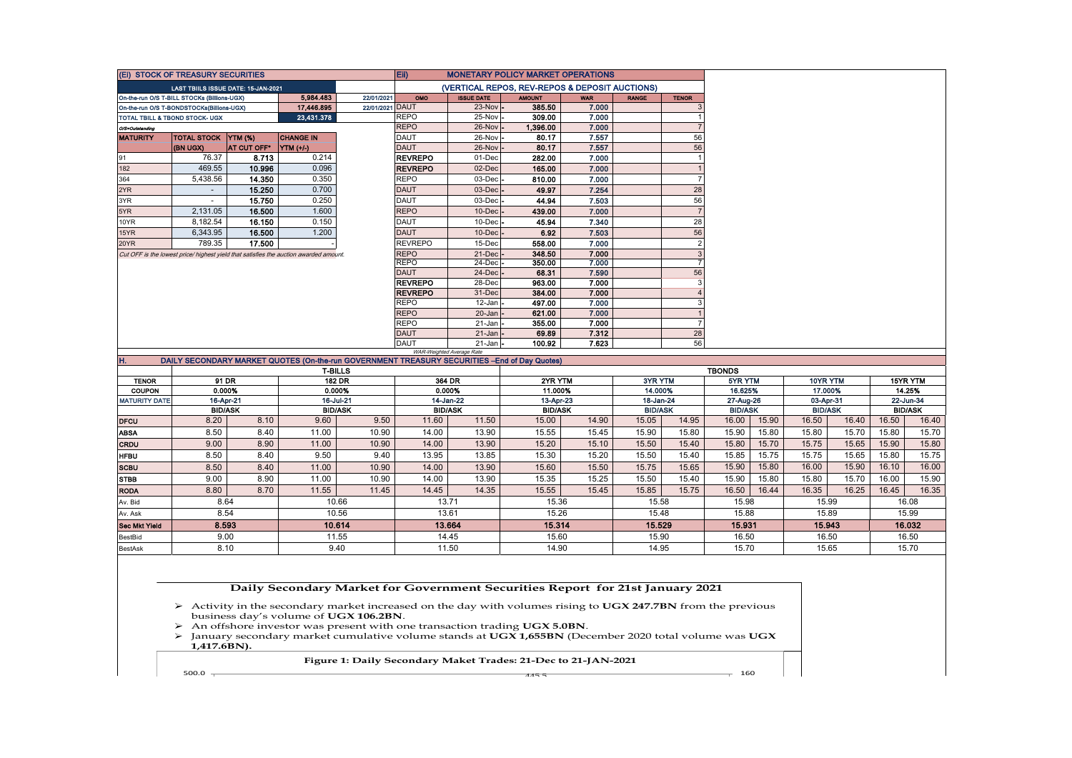## (EI) STOCK OF TREASURY SECURITIES

| LAST TBIILS ISSUE DATE: 15-JAN-2021 | | | |
|---|---|---|---|
| On-the-run O/S T-BILL STOCKs (Billions-UGX) | | 5,984.483 | 22/01/2021 |
| On-the-run O/S T-BONDSTOCKs(Billions-UGX) | | 17,446.895 | 22/01/2021 |
| TOTAL TBILL & TBOND STOCK- UGX | | 23,431.378 | |

O/S=Outstanding

| MATURITY | TOTAL STOCK (BN UGX) | YTM (%) AT CUT OFF* | CHANGE IN YTM (+/-) |
|---|---|---|---|
| 91 | 76.37 | 8.713 | 0.214 |
| 182 | 469.55 | 10.996 | 0.096 |
| 364 | 5,438.56 | 14.350 | 0.350 |
| 2YR | - | 15.250 | 0.700 |
| 3YR | - | 15.750 | 0.250 |
| 5YR | 2,131.05 | 16.500 | 1.600 |
| 10YR | 8,182.54 | 16.150 | 0.150 |
| 15YR | 6,343.95 | 16.500 | 1.200 |
| 20YR | 789.35 | 17.500 | - |

*Cut OFF is the lowest price/ highest yield that satisfies the auction awarded amount.*

## EII) MONETARY POLICY MARKET OPERATIONS

### (VERTICAL REPOS, REV-REPOS & DEPOSIT AUCTIONS)

| OMO | ISSUE DATE | AMOUNT | WAR | RANGE | TENOR |
|---|---|---|---|---|---|
| DAUT | 23-Nov | 385.50 | 7.000 | | 3 |
| REPO | 25-Nov | 309.00 | 7.000 | | 1 |
| REPO | 26-Nov | 1,396.00 | 7.000 | | 7 |
| DAUT | 26-Nov | 80.17 | 7.557 | | 56 |
| DAUT | 26-Nov | 80.17 | 7.557 | | 56 |
| REVREPO | 01-Dec | 282.00 | 7.000 | | 1 |
| REVREPO | 02-Dec | 165.00 | 7.000 | | 1 |
| REPO | 03-Dec | 810.00 | 7.000 | | 7 |
| DAUT | 03-Dec | 49.97 | 7.254 | | 28 |
| DAUT | 03-Dec | 44.94 | 7.503 | | 56 |
| REPO | 10-Dec | 439.00 | 7.000 | | 7 |
| DAUT | 10-Dec | 45.94 | 7.340 | | 28 |
| DAUT | 10-Dec | 6.92 | 7.503 | | 56 |
| REVREPO | 15-Dec | 558.00 | 7.000 | | 2 |
| REPO | 21-Dec | 348.50 | 7.000 | | 3 |
| REPO | 24-Dec | 350.00 | 7.000 | | 7 |
| DAUT | 24-Dec | 68.31 | 7.590 | | 56 |
| REVREPO | 28-Dec | 963.00 | 7.000 | | 3 |
| REVREPO | 31-Dec | 384.00 | 7.000 | | 4 |
| REPO | 12-Jan | 497.00 | 7.000 | | 3 |
| REPO | 20-Jan | 621.00 | 7.000 | | 1 |
| REPO | 21-Jan | 355.00 | 7.000 | | 7 |
| DAUT | 21-Jan | 69.89 | 7.312 | | 28 |
| DAUT | 21-Jan | 100.92 | 7.623 | | 56 |

*WAR-Weighted Average Rate*

## H. DAILY SECONDARY MARKET QUOTES (On-the-run GOVERNMENT TREASURY SECURITIES –End of Day Quotes)

| | T-BILLS | | | | | | TBONDS | | | | | | | | | | | |
|---|---|---|---|---|---|---|---|---|---|---|---|---|---|---|---|---|---|---|
| TENOR | 91 DR | | 182 DR | | 364 DR | | 2YR YTM | | 3YR YTM | | 5YR YTM | | 10YR YTM | | 15YR YTM | |
| COUPON | 0.000% | | 0.000% | | 0.000% | | 11.000% | | 14.000% | | 16.625% | | 17.000% | | 14.25% | |
| MATURITY DATE | 16-Apr-21 | | 16-Jul-21 | | 14-Jan-22 | | 13-Apr-23 | | 18-Jan-24 | | 27-Aug-26 | | 03-Apr-31 | | 22-Jun-34 | |
| | BID/ASK | | BID/ASK | | BID/ASK | | BID/ASK | | BID/ASK | | BID/ASK | | BID/ASK | | BID/ASK | |
| DFCU | 8.20 | 8.10 | 9.60 | 9.50 | 11.60 | 11.50 | 15.00 | 14.90 | 15.05 | 14.95 | 16.00 | 15.90 | 16.50 | 16.40 | 16.50 | 16.40 |
| ABSA | 8.50 | 8.40 | 11.00 | 10.90 | 14.00 | 13.90 | 15.55 | 15.45 | 15.90 | 15.80 | 15.90 | 15.80 | 15.80 | 15.70 | 15.80 | 15.70 |
| CRDU | 9.00 | 8.90 | 11.00 | 10.90 | 14.00 | 13.90 | 15.20 | 15.10 | 15.50 | 15.40 | 15.80 | 15.70 | 15.75 | 15.65 | 15.90 | 15.80 |
| HFBU | 8.50 | 8.40 | 9.50 | 9.40 | 13.95 | 13.85 | 15.30 | 15.20 | 15.50 | 15.40 | 15.85 | 15.75 | 15.75 | 15.65 | 15.80 | 15.75 |
| SCBU | 8.50 | 8.40 | 11.00 | 10.90 | 14.00 | 13.90 | 15.60 | 15.50 | 15.75 | 15.65 | 15.90 | 15.80 | 16.00 | 15.90 | 16.10 | 16.00 |
| STBB | 9.00 | 8.90 | 11.00 | 10.90 | 14.00 | 13.90 | 15.35 | 15.25 | 15.50 | 15.40 | 15.90 | 15.80 | 15.80 | 15.70 | 16.00 | 15.90 |
| RODA | 8.80 | 8.70 | 11.55 | 11.45 | 14.45 | 14.35 | 15.55 | 15.45 | 15.85 | 15.75 | 16.50 | 16.44 | 16.35 | 16.25 | 16.45 | 16.35 |
| Av. Bid | 8.64 | | 10.66 | | 13.71 | | 15.36 | | 15.58 | | 15.98 | | 15.99 | | 16.08 | |
| Av. Ask | 8.54 | | 10.56 | | 13.61 | | 15.26 | | 15.48 | | 15.88 | | 15.89 | | 15.99 | |
| Sec Mkt Yield | 8.593 | | 10.614 | | 13.664 | | 15.314 | | 15.529 | | 15.931 | | 15.943 | | 16.032 | |
| BestBid | 9.00 | | 11.55 | | 14.45 | | 15.60 | | 15.90 | | 16.50 | | 16.50 | | 16.50 | |
| BestAsk | 8.10 | | 9.40 | | 11.50 | | 14.90 | | 14.95 | | 15.70 | | 15.65 | | 15.70 | |

## Daily Secondary Market for Government Securities Report for 21st January 2021

- Activity in the secondary market increased on the day with volumes rising to **UGX 247.7BN** from the previous business day's volume of **UGX 106.2BN**.
- An offshore investor was present with one transaction trading **UGX 5.0BN**.
- January secondary market cumulative volume stands at **UGX 1,655BN** (December 2020 total volume was **UGX 1,417.6BN).**

**Figure 1: Daily Secondary Maket Trades: 21-Dec to 21-JAN-2021**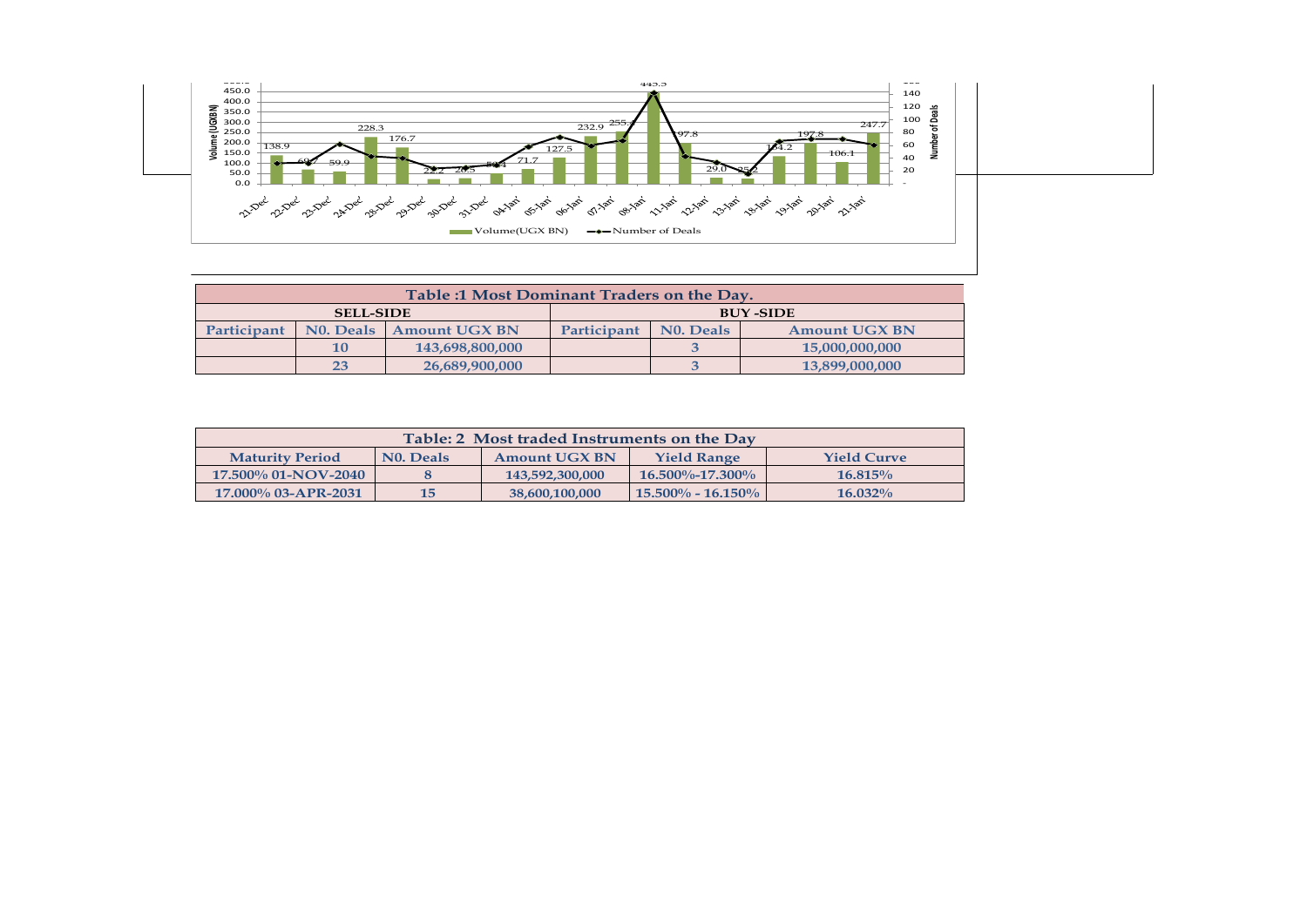Volume (UGX BN)

450.0
400.0
350.0
300.0
250.0
200.0
150.0
100.0
50.0
0.0

140
120
100
80
60
40
20
-

Number of Deals

138.9 69.7 59.9 228.3 176.7 22.2 26.5 50.4 71.7 127.5 232.9 255.4 445.5 197.8 29.0 25.2 134.2 197.8 106.1 247.7

21-Dec 22-Dec 23-Dec 24-Dec 28-Dec 29-Dec 30-Dec 31-Dec 04-Jan 05-Jan 06-Jan 07-Jan 08-Jan 11-Jan 12-Jan 13-Jan 18-Jan 19-Jan 20-Jan 21-Jan

Volume(UGX BN) — Number of Deals

| Table :1 Most Dominant Traders on the Day. | | | | | |
|---|---|---|---|---|---|
| SELL-SIDE | | | BUY -SIDE | | |
| Participant | N0. Deals | Amount UGX BN | Participant | N0. Deals | Amount UGX BN |
| | 10 | 143,698,800,000 | | 3 | 15,000,000,000 |
| | 23 | 26,689,900,000 | | 3 | 13,899,000,000 |

| Table: 2 Most traded Instruments on the Day | | | | |
|---|---|---|---|---|
| Maturity Period | N0. Deals | Amount UGX BN | Yield Range | Yield Curve |
| 17.500% 01-NOV-2040 | 8 | 143,592,300,000 | 16.500%-17.300% | 16.815% |
| 17.000% 03-APR-2031 | 15 | 38,600,100,000 | 15.500% - 16.150% | 16.032% |